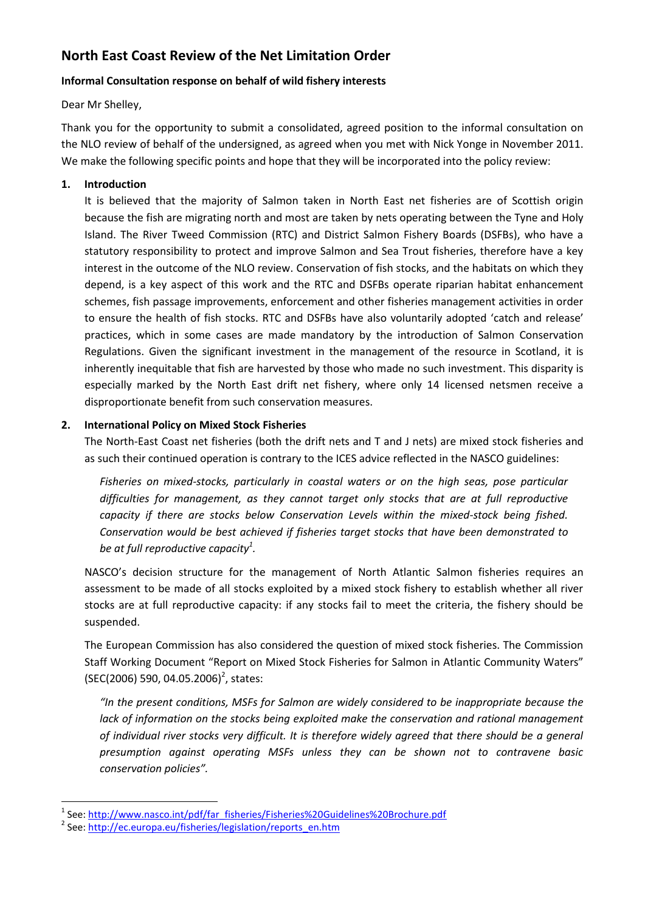# North East Coast Review of the Net Limitation Order

**Informal Consultation response on behalf of wild fishery interests**

Dear Mr Shelley,

Thank you for the opportunity to submit a consolidated, agreed position to the informal consultation on the NLO review of behalf of the undersigned, as agreed when you met with Nick Yonge in November 2011. We make the following specific points and hope that they will be incorporated into the policy review:

## 1. Introduction

It is believed that the majority of Salmon taken in North East net fisheries are of Scottish origin because the fish are migrating north and most are taken by nets operating between the Tyne and Holy Island. The River Tweed Commission (RTC) and District Salmon Fishery Boards (DSFBs), who have a statutory responsibility to protect and improve Salmon and Sea Trout fisheries, therefore have a key interest in the outcome of the NLO review. Conservation of fish stocks, and the habitats on which they depend, is a key aspect of this work and the RTC and DSFBs operate riparian habitat enhancement schemes, fish passage improvements, enforcement and other fisheries management activities in order to ensure the health of fish stocks. RTC and DSFBs have also voluntarily adopted 'catch and release' practices, which in some cases are made mandatory by the introduction of Salmon Conservation Regulations. Given the significant investment in the management of the resource in Scotland, it is inherently inequitable that fish are harvested by those who made no such investment. This disparity is especially marked by the North East drift net fishery, where only 14 licensed netsmen receive a disproportionate benefit from such conservation measures.

## 2. International Policy on Mixed Stock Fisheries

The North-East Coast net fisheries (both the drift nets and T and J nets) are mixed stock fisheries and as such their continued operation is contrary to the ICES advice reflected in the NASCO guidelines:

> *Fisheries on mixed-stocks, particularly in coastal waters or on the high seas, pose particular difficulties for management, as they cannot target only stocks that are at full reproductive capacity if there are stocks below Conservation Levels within the mixed-stock being fished. Conservation would be best achieved if fisheries target stocks that have been demonstrated to be at full reproductive capacity*[1].

NASCO's decision structure for the management of North Atlantic Salmon fisheries requires an assessment to be made of all stocks exploited by a mixed stock fishery to establish whether all river stocks are at full reproductive capacity: if any stocks fail to meet the criteria, the fishery should be suspended.

The European Commission has also considered the question of mixed stock fisheries. The Commission Staff Working Document "Report on Mixed Stock Fisheries for Salmon in Atlantic Community Waters" (SEC(2006) 590, 04.05.2006)[2], states:

> *"In the present conditions, MSFs for Salmon are widely considered to be inappropriate because the lack of information on the stocks being exploited make the conservation and rational management of individual river stocks very difficult. It is therefore widely agreed that there should be a general presumption against operating MSFs unless they can be shown not to contravene basic conservation policies".*

---

[1] See: http://www.nasco.int/pdf/far_fisheries/Fisheries%20Guidelines%20Brochure.pdf

[2] See: http://ec.europa.eu/fisheries/legislation/reports_en.htm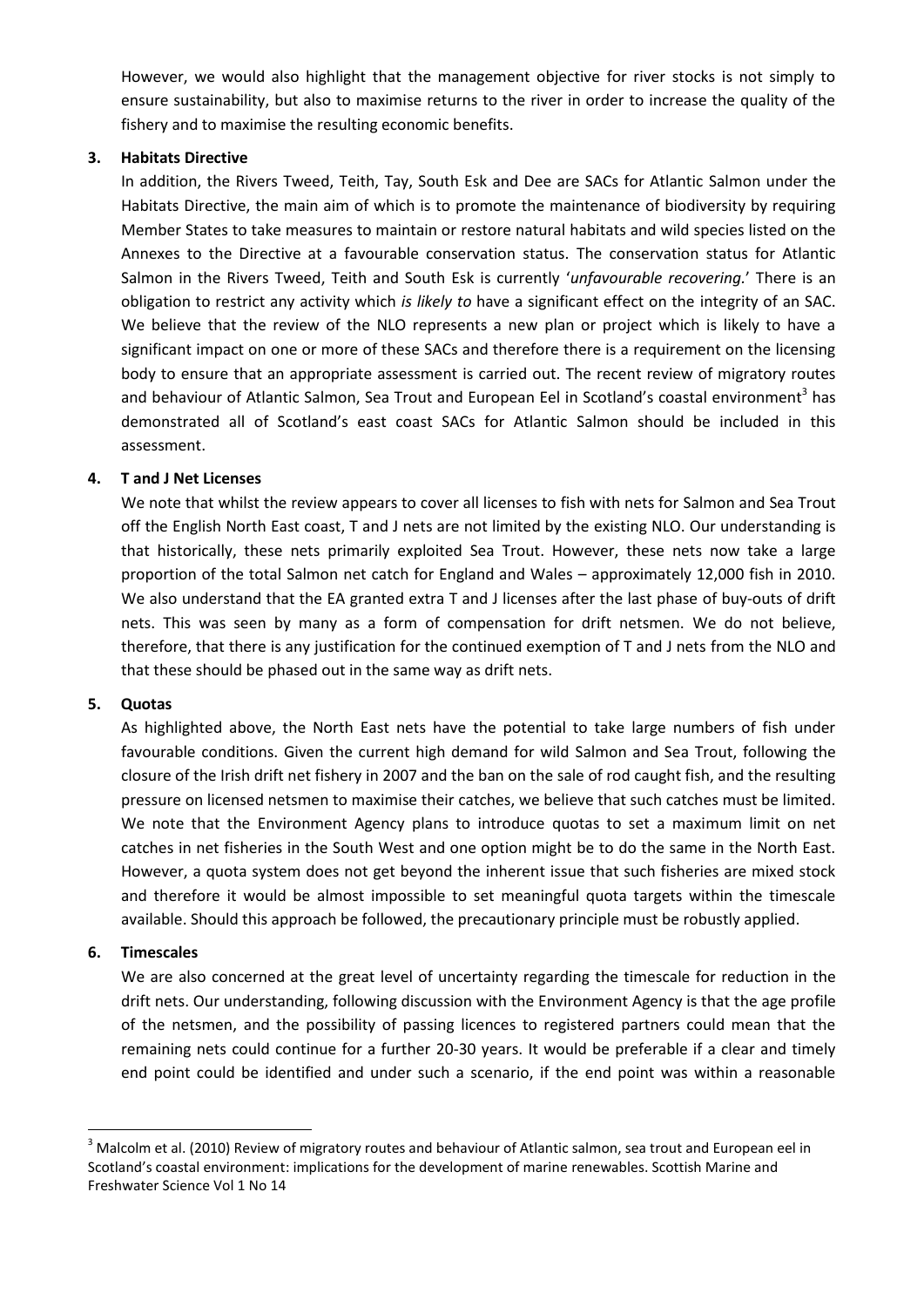However, we would also highlight that the management objective for river stocks is not simply to ensure sustainability, but also to maximise returns to the river in order to increase the quality of the fishery and to maximise the resulting economic benefits.

3. **Habitats Directive**

   In addition, the Rivers Tweed, Teith, Tay, South Esk and Dee are SACs for Atlantic Salmon under the Habitats Directive, the main aim of which is to promote the maintenance of biodiversity by requiring Member States to take measures to maintain or restore natural habitats and wild species listed on the Annexes to the Directive at a favourable conservation status. The conservation status for Atlantic Salmon in the Rivers Tweed, Teith and South Esk is currently '*unfavourable recovering.*' There is an obligation to restrict any activity which *is likely to* have a significant effect on the integrity of an SAC. We believe that the review of the NLO represents a new plan or project which is likely to have a significant impact on one or more of these SACs and therefore there is a requirement on the licensing body to ensure that an appropriate assessment is carried out. The recent review of migratory routes and behaviour of Atlantic Salmon, Sea Trout and European Eel in Scotland's coastal environment[3] has demonstrated all of Scotland's east coast SACs for Atlantic Salmon should be included in this assessment.

4. **T and J Net Licenses**

   We note that whilst the review appears to cover all licenses to fish with nets for Salmon and Sea Trout off the English North East coast, T and J nets are not limited by the existing NLO. Our understanding is that historically, these nets primarily exploited Sea Trout. However, these nets now take a large proportion of the total Salmon net catch for England and Wales – approximately 12,000 fish in 2010. We also understand that the EA granted extra T and J licenses after the last phase of buy-outs of drift nets. This was seen by many as a form of compensation for drift netsmen. We do not believe, therefore, that there is any justification for the continued exemption of T and J nets from the NLO and that these should be phased out in the same way as drift nets.

5. **Quotas**

   As highlighted above, the North East nets have the potential to take large numbers of fish under favourable conditions. Given the current high demand for wild Salmon and Sea Trout, following the closure of the Irish drift net fishery in 2007 and the ban on the sale of rod caught fish, and the resulting pressure on licensed netsmen to maximise their catches, we believe that such catches must be limited. We note that the Environment Agency plans to introduce quotas to set a maximum limit on net catches in net fisheries in the South West and one option might be to do the same in the North East. However, a quota system does not get beyond the inherent issue that such fisheries are mixed stock and therefore it would be almost impossible to set meaningful quota targets within the timescale available. Should this approach be followed, the precautionary principle must be robustly applied.

6. **Timescales**

   We are also concerned at the great level of uncertainty regarding the timescale for reduction in the drift nets. Our understanding, following discussion with the Environment Agency is that the age profile of the netsmen, and the possibility of passing licences to registered partners could mean that the remaining nets could continue for a further 20-30 years. It would be preferable if a clear and timely end point could be identified and under such a scenario, if the end point was within a reasonable

---

[3] Malcolm et al. (2010) Review of migratory routes and behaviour of Atlantic salmon, sea trout and European eel in Scotland's coastal environment: implications for the development of marine renewables. Scottish Marine and Freshwater Science Vol 1 No 14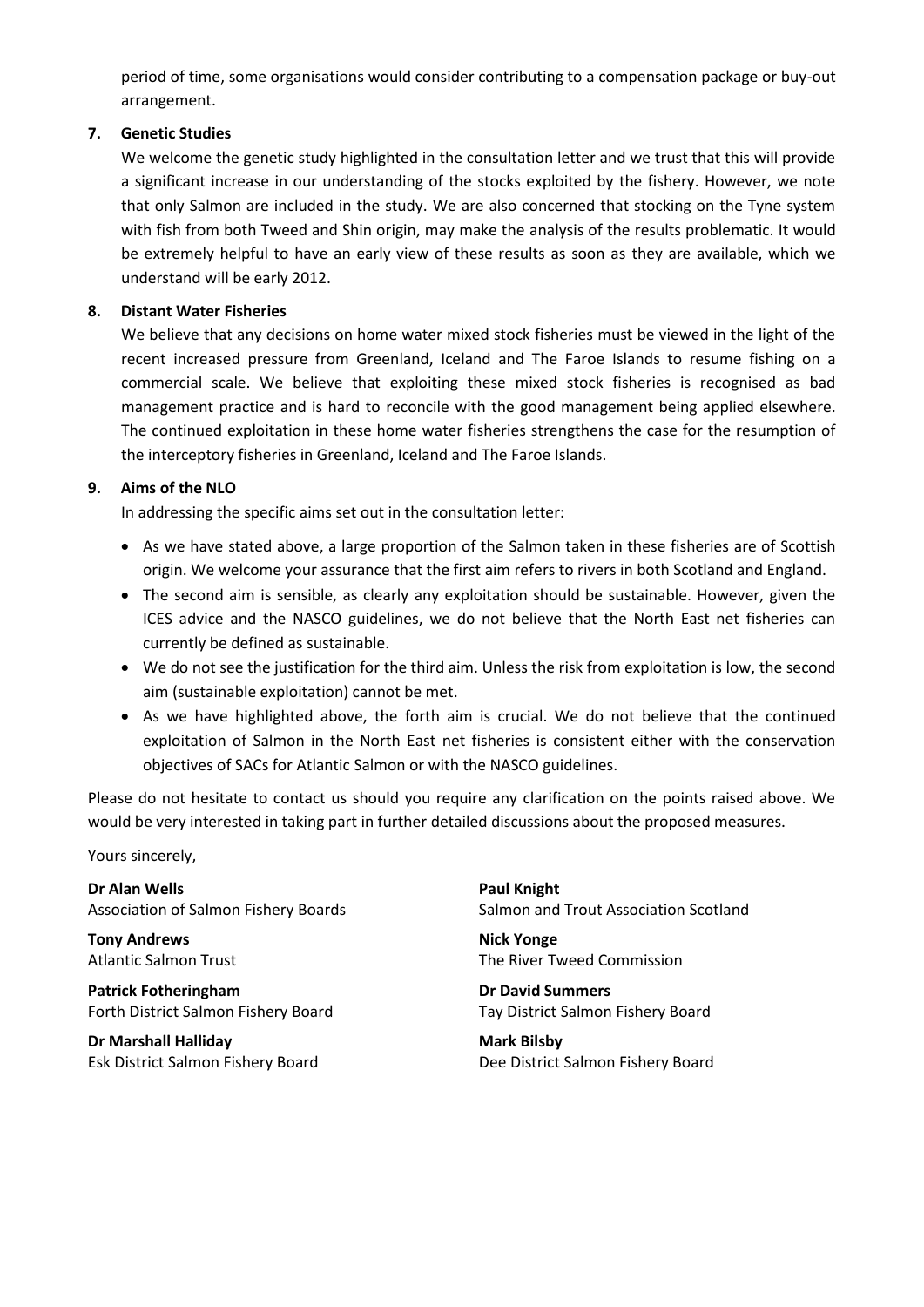period of time, some organisations would consider contributing to a compensation package or buy-out arrangement.

**7. Genetic Studies**

We welcome the genetic study highlighted in the consultation letter and we trust that this will provide a significant increase in our understanding of the stocks exploited by the fishery. However, we note that only Salmon are included in the study. We are also concerned that stocking on the Tyne system with fish from both Tweed and Shin origin, may make the analysis of the results problematic. It would be extremely helpful to have an early view of these results as soon as they are available, which we understand will be early 2012.

**8. Distant Water Fisheries**

We believe that any decisions on home water mixed stock fisheries must be viewed in the light of the recent increased pressure from Greenland, Iceland and The Faroe Islands to resume fishing on a commercial scale. We believe that exploiting these mixed stock fisheries is recognised as bad management practice and is hard to reconcile with the good management being applied elsewhere. The continued exploitation in these home water fisheries strengthens the case for the resumption of the interceptory fisheries in Greenland, Iceland and The Faroe Islands.

**9. Aims of the NLO**

In addressing the specific aims set out in the consultation letter:

- As we have stated above, a large proportion of the Salmon taken in these fisheries are of Scottish origin. We welcome your assurance that the first aim refers to rivers in both Scotland and England.
- The second aim is sensible, as clearly any exploitation should be sustainable. However, given the ICES advice and the NASCO guidelines, we do not believe that the North East net fisheries can currently be defined as sustainable.
- We do not see the justification for the third aim. Unless the risk from exploitation is low, the second aim (sustainable exploitation) cannot be met.
- As we have highlighted above, the forth aim is crucial. We do not believe that the continued exploitation of Salmon in the North East net fisheries is consistent either with the conservation objectives of SACs for Atlantic Salmon or with the NASCO guidelines.

Please do not hesitate to contact us should you require any clarification on the points raised above. We would be very interested in taking part in further detailed discussions about the proposed measures.

Yours sincerely,

**Dr Alan Wells**
Association of Salmon Fishery Boards

**Tony Andrews**
Atlantic Salmon Trust

**Patrick Fotheringham**
Forth District Salmon Fishery Board

**Dr Marshall Halliday**
Esk District Salmon Fishery Board

**Paul Knight**
Salmon and Trout Association Scotland

**Nick Yonge**
The River Tweed Commission

**Dr David Summers**
Tay District Salmon Fishery Board

**Mark Bilsby**
Dee District Salmon Fishery Board